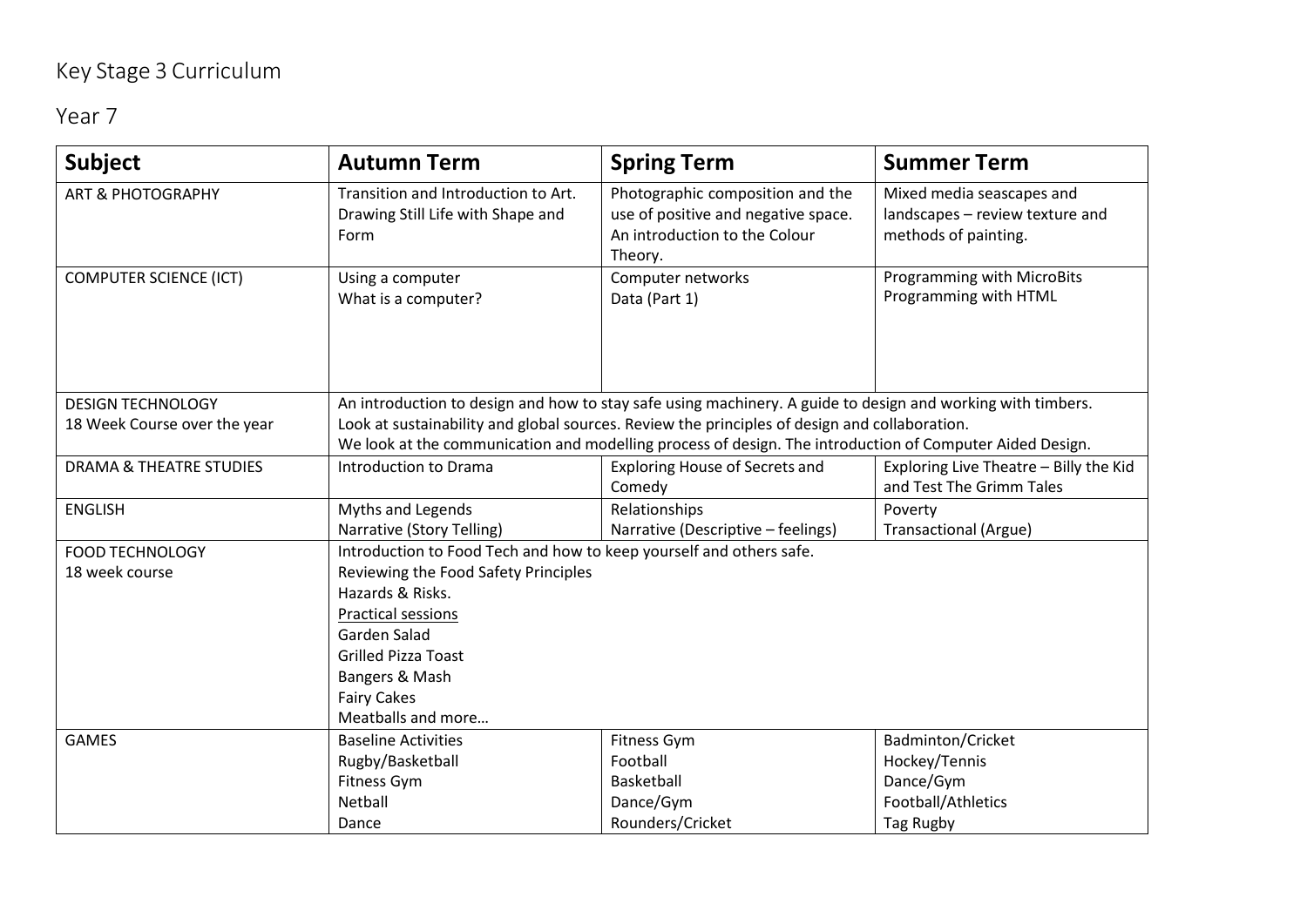# Key Stage 3 Curriculum

## Year 7

| Subject | Autumn Term | Spring Term | Summer Term |
|---|---|---|---|
| ART & PHOTOGRAPHY | Transition and Introduction to Art. Drawing Still Life with Shape and Form | Photographic composition and the use of positive and negative space. An introduction to the Colour Theory. | Mixed media seascapes and landscapes – review texture and methods of painting. |
| COMPUTER SCIENCE (ICT) | Using a computer<br>What is a computer? | Computer networks<br>Data (Part 1) | Programming with MicroBits<br>Programming with HTML |
| DESIGN TECHNOLOGY<br>18 Week Course over the year | An introduction to design and how to stay safe using machinery. A guide to design and working with timbers.<br>Look at sustainability and global sources. Review the principles of design and collaboration.<br>We look at the communication and modelling process of design. The introduction of Computer Aided Design. | | |
| DRAMA & THEATRE STUDIES | Introduction to Drama | Exploring House of Secrets and Comedy | Exploring Live Theatre – Billy the Kid and Test The Grimm Tales |
| ENGLISH | Myths and Legends<br>Narrative (Story Telling) | Relationships<br>Narrative (Descriptive – feelings) | Poverty<br>Transactional (Argue) |
| FOOD TECHNOLOGY<br>18 week course | Introduction to Food Tech and how to keep yourself and others safe.<br>Reviewing the Food Safety Principles<br>Hazards & Risks.<br>Practical sessions<br>Garden Salad<br>Grilled Pizza Toast<br>Bangers & Mash<br>Fairy Cakes<br>Meatballs and more… | | |
| GAMES | Baseline Activities<br>Rugby/Basketball<br>Fitness Gym<br>Netball<br>Dance | Fitness Gym<br>Football<br>Basketball<br>Dance/Gym<br>Rounders/Cricket | Badminton/Cricket<br>Hockey/Tennis<br>Dance/Gym<br>Football/Athletics<br>Tag Rugby |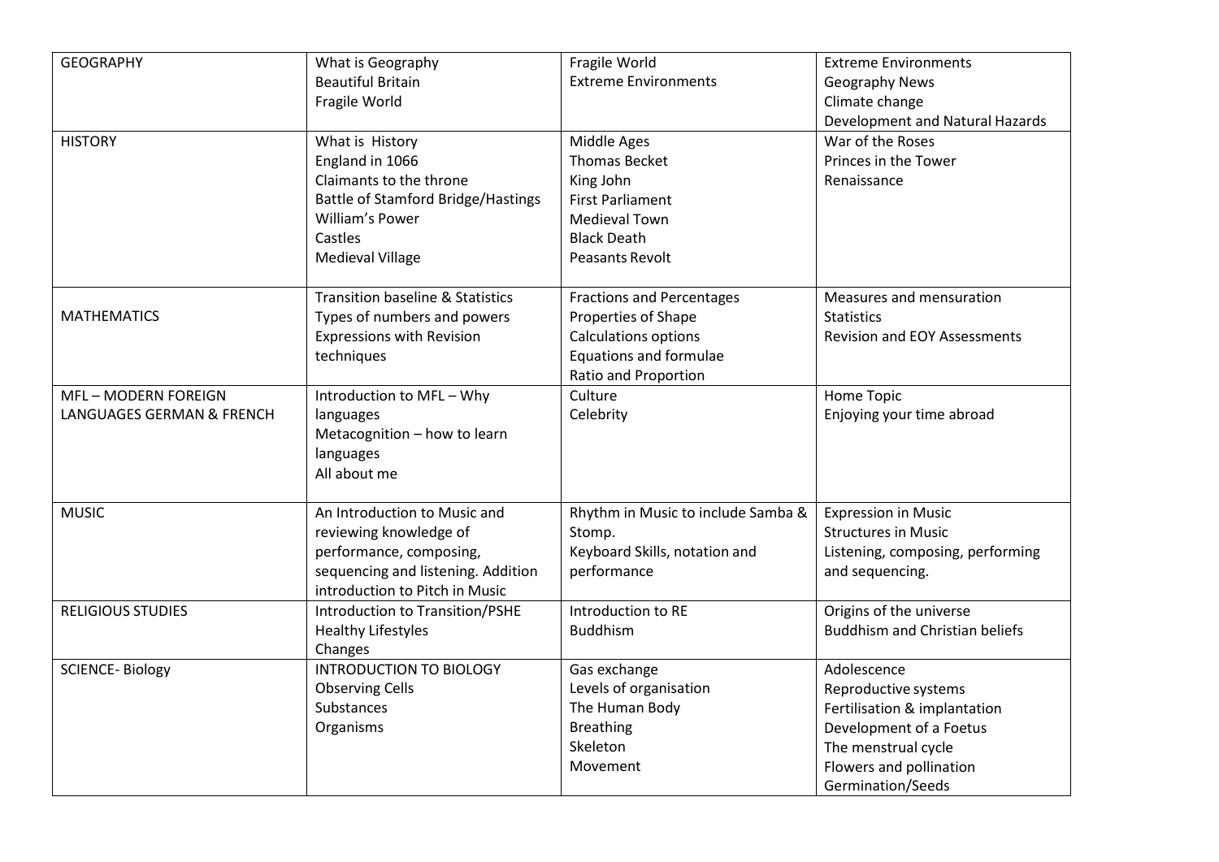| GEOGRAPHY | What is Geography<br>Beautiful Britain<br>Fragile World | Fragile World<br>Extreme Environments | Extreme Environments<br>Geography News<br>Climate change<br>Development and Natural Hazards |
|---|---|---|---|
| HISTORY | What is History<br>England in 1066<br>Claimants to the throne<br>Battle of Stamford Bridge/Hastings<br>William's Power<br>Castles<br>Medieval Village | Middle Ages<br>Thomas Becket<br>King John<br>First Parliament<br>Medieval Town<br>Black Death<br>Peasants Revolt | War of the Roses<br>Princes in the Tower<br>Renaissance |
| MATHEMATICS | Transition baseline & Statistics<br>Types of numbers and powers<br>Expressions with Revision techniques | Fractions and Percentages<br>Properties of Shape<br>Calculations options<br>Equations and formulae<br>Ratio and Proportion | Measures and mensuration<br>Statistics<br>Revision and EOY Assessments |
| MFL – MODERN FOREIGN LANGUAGES GERMAN & FRENCH | Introduction to MFL – Why languages<br>Metacognition – how to learn languages<br>All about me | Culture<br>Celebrity | Home Topic<br>Enjoying your time abroad |
| MUSIC | An Introduction to Music and reviewing knowledge of performance, composing, sequencing and listening. Addition introduction to Pitch in Music | Rhythm in Music to include Samba & Stomp.<br>Keyboard Skills, notation and performance | Expression in Music<br>Structures in Music<br>Listening, composing, performing and sequencing. |
| RELIGIOUS STUDIES | Introduction to Transition/PSHE<br>Healthy Lifestyles<br>Changes | Introduction to RE<br>Buddhism | Origins of the universe<br>Buddhism and Christian beliefs |
| SCIENCE- Biology | INTRODUCTION TO BIOLOGY<br>Observing Cells<br>Substances<br>Organisms | Gas exchange<br>Levels of organisation<br>The Human Body<br>Breathing<br>Skeleton<br>Movement | Adolescence<br>Reproductive systems<br>Fertilisation & implantation<br>Development of a Foetus<br>The menstrual cycle<br>Flowers and pollination<br>Germination/Seeds |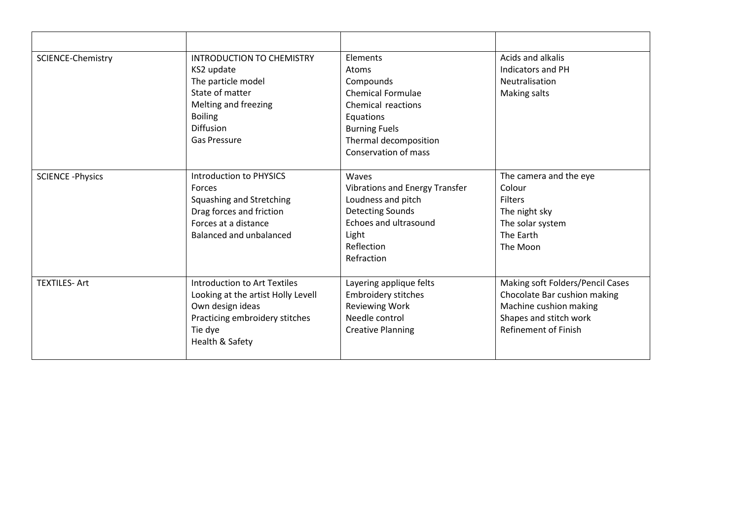| | | | |
|---|---|---|---|
| SCIENCE-Chemistry | INTRODUCTION TO CHEMISTRY<br>KS2 update<br>The particle model<br>State of matter<br>Melting and freezing<br>Boiling<br>Diffusion<br>Gas Pressure | Elements<br>Atoms<br>Compounds<br>Chemical Formulae<br>Chemical reactions<br>Equations<br>Burning Fuels<br>Thermal decomposition<br>Conservation of mass | Acids and alkalis<br>Indicators and PH<br>Neutralisation<br>Making salts |
| SCIENCE -Physics | Introduction to PHYSICS<br>Forces<br>Squashing and Stretching<br>Drag forces and friction<br>Forces at a distance<br>Balanced and unbalanced | Waves<br>Vibrations and Energy Transfer<br>Loudness and pitch<br>Detecting Sounds<br>Echoes and ultrasound<br>Light<br>Reflection<br>Refraction | The camera and the eye<br>Colour<br>Filters<br>The night sky<br>The solar system<br>The Earth<br>The Moon |
| TEXTILES- Art | Introduction to Art Textiles<br>Looking at the artist Holly Levell<br>Own design ideas<br>Practicing embroidery stitches<br>Tie dye<br>Health & Safety | Layering applique felts<br>Embroidery stitches<br>Reviewing Work<br>Needle control<br>Creative Planning | Making soft Folders/Pencil Cases<br>Chocolate Bar cushion making<br>Machine cushion making<br>Shapes and stitch work<br>Refinement of Finish |